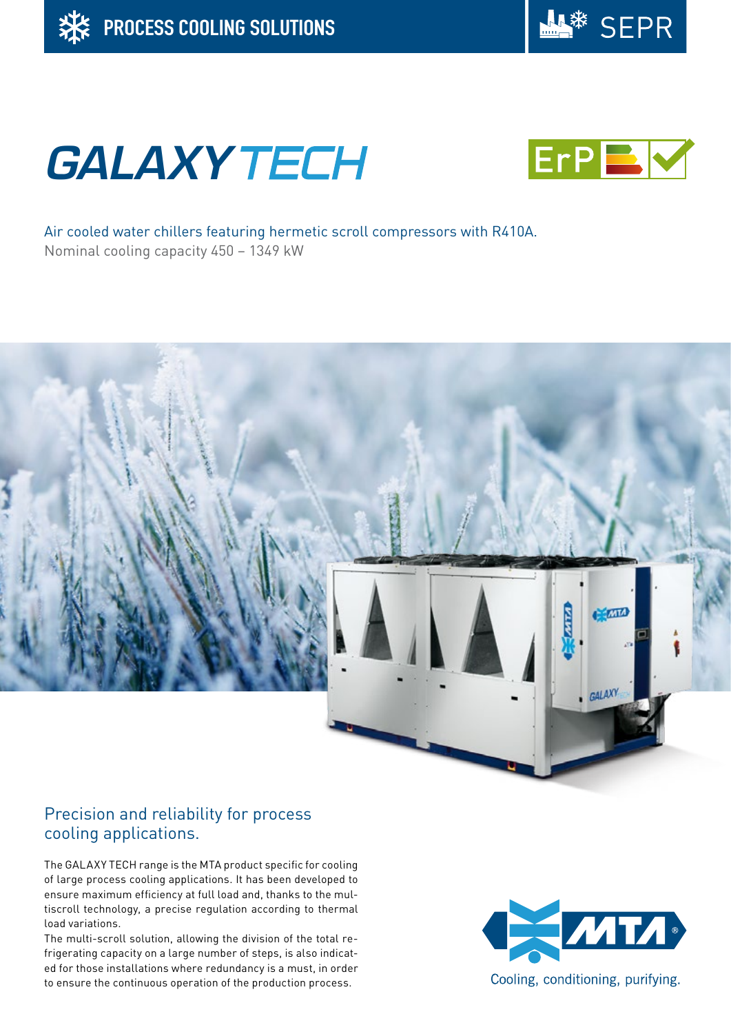PROCESS COOLING SOLUTIONS

SEPR

# GALAXY TECH

ErP

Air cooled water chillers featuring hermetic scroll compressors with R410A.
Nominal cooling capacity 450 – 1349 kW

## Precision and reliability for process cooling applications.

The GALAXY TECH range is the MTA product specific for cooling of large process cooling applications. It has been developed to ensure maximum efficiency at full load and, thanks to the multiscroll technology, a precise regulation according to thermal load variations.
The multi-scroll solution, allowing the division of the total refrigerating capacity on a large number of steps, is also indicated for those installations where redundancy is a must, in order to ensure the continuous operation of the production process.

MTA®
Cooling, conditioning, purifying.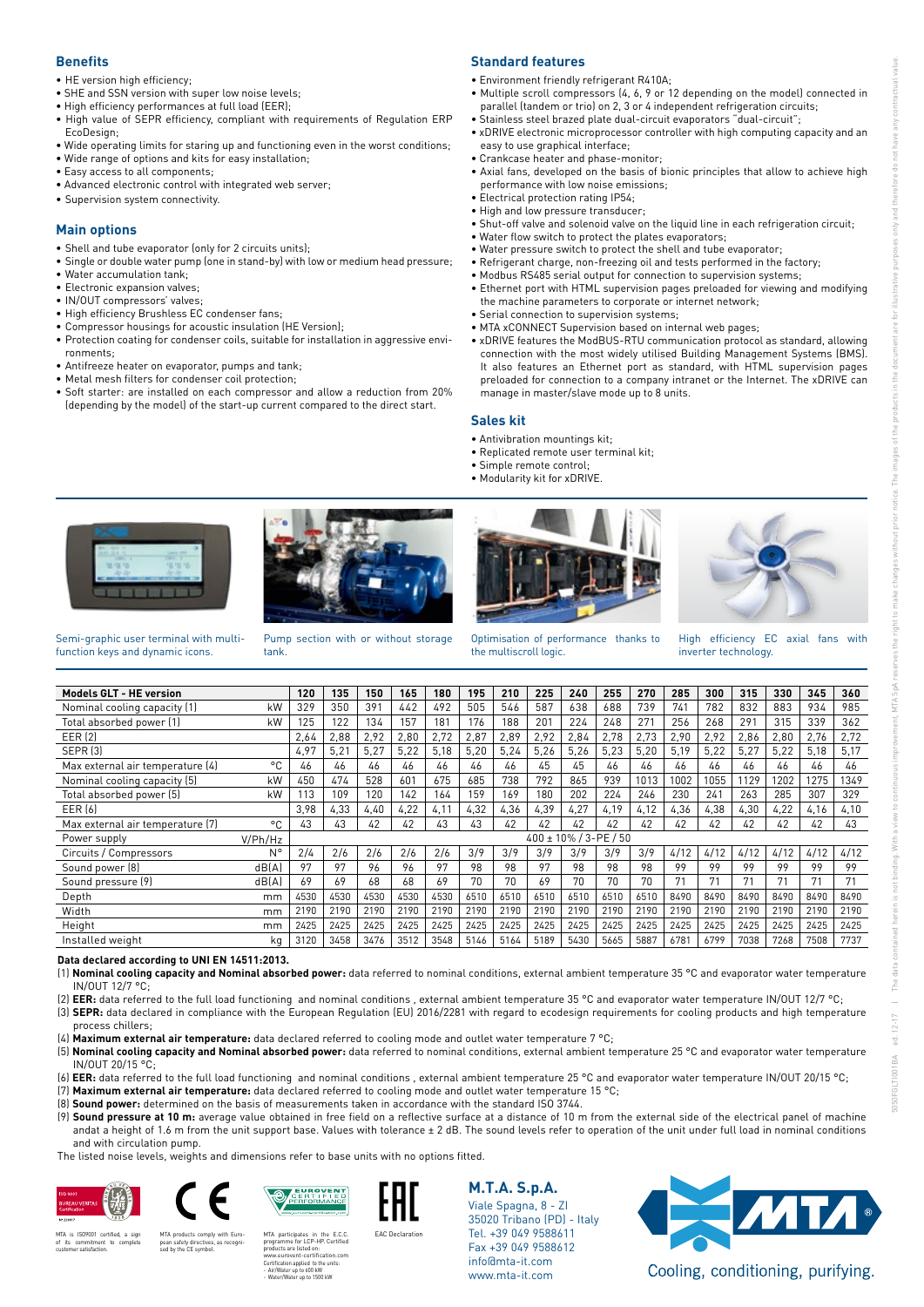## Benefits

- HE version high efficiency;
- SHE and SSN version with super low noise levels;
- High efficiency performances at full load (EER);
- High value of SEPR efficiency, compliant with requirements of Regulation ERP EcoDesign;
- Wide operating limits for staring up and functioning even in the worst conditions;
- Wide range of options and kits for easy installation;
- Easy access to all components;
- Advanced electronic control with integrated web server;
- Supervision system connectivity.

## Main options

- Shell and tube evaporator (only for 2 circuits units);
- Single or double water pump (one in stand-by) with low or medium head pressure;
- Water accumulation tank;
- Electronic expansion valves;
- IN/OUT compressors' valves;
- High efficiency Brushless EC condenser fans;
- Compressor housings for acoustic insulation (HE Version);
- Protection coating for condenser coils, suitable for installation in aggressive environments;
- Antifreeze heater on evaporator, pumps and tank;
- Metal mesh filters for condenser coil protection;
- Soft starter: are installed on each compressor and allow a reduction from 20% (depending by the model) of the start-up current compared to the direct start.

## Standard features

- Environment friendly refrigerant R410A;
- Multiple scroll compressors (4, 6, 9 or 12 depending on the model) connected in parallel (tandem or trio) on 2, 3 or 4 independent refrigeration circuits;
- Stainless steel brazed plate dual-circuit evaporators "dual-circuit";
- xDRIVE electronic microprocessor controller with high computing capacity and an easy to use graphical interface;
- Crankcase heater and phase-monitor;
- Axial fans, developed on the basis of bionic principles that allow to achieve high performance with low noise emissions;
- Electrical protection rating IP54;
- High and low pressure transducer;
- Shut-off valve and solenoid valve on the liquid line in each refrigeration circuit;
- Water flow switch to protect the plates evaporators;
- Water pressure switch to protect the shell and tube evaporator;
- Refrigerant charge, non-freezing oil and tests performed in the factory;
- Modbus RS485 serial output for connection to supervision systems;
- Ethernet port with HTML supervision pages preloaded for viewing and modifying the machine parameters to corporate or internet network;
- Serial connection to supervision systems;
- MTA xCONNECT Supervision based on internal web pages;
- xDRIVE features the ModBUS-RTU communication protocol as standard, allowing connection with the most widely utilised Building Management Systems (BMS). It also features an Ethernet port as standard, with HTML supervision pages preloaded for connection to a company intranet or the Internet. The xDRIVE can manage in master/slave mode up to 8 units.

## Sales kit

- Antivibration mountings kit;
- Replicated remote user terminal kit;
- Simple remote control;
- Modularity kit for xDRIVE.

Semi-graphic user terminal with multi-function keys and dynamic icons.

Pump section with or without storage tank.

Optimisation of performance thanks to the multiscroll logic.

High efficiency EC axial fans with inverter technology.

| Models GLT - HE version | | 120 | 135 | 150 | 165 | 180 | 195 | 210 | 225 | 240 | 255 | 270 | 285 | 300 | 315 | 330 | 345 | 360 |
|---|---|---|---|---|---|---|---|---|---|---|---|---|---|---|---|---|---|---|
| Nominal cooling capacity (1) | kW | 329 | 350 | 391 | 442 | 492 | 505 | 546 | 587 | 638 | 688 | 739 | 741 | 782 | 832 | 883 | 934 | 985 |
| Total absorbed power (1) | kW | 125 | 122 | 134 | 157 | 181 | 176 | 188 | 201 | 224 | 248 | 271 | 256 | 268 | 291 | 315 | 339 | 362 |
| EER (2) | | 2,64 | 2,88 | 2,92 | 2,80 | 2,72 | 2,87 | 2,89 | 2,92 | 2,84 | 2,78 | 2,73 | 2,90 | 2,92 | 2,86 | 2,80 | 2,76 | 2,72 |
| SEPR (3) | | 4,97 | 5,21 | 5,27 | 5,22 | 5,18 | 5,20 | 5,24 | 5,26 | 5,26 | 5,23 | 5,20 | 5,19 | 5,22 | 5,27 | 5,22 | 5,18 | 5,17 |
| Max external air temperature (4) | °C | 46 | 46 | 46 | 46 | 46 | 46 | 46 | 45 | 45 | 46 | 46 | 46 | 46 | 46 | 46 | 46 | 46 |
| Nominal cooling capacity (5) | kW | 450 | 474 | 528 | 601 | 675 | 685 | 738 | 792 | 865 | 939 | 1013 | 1002 | 1055 | 1129 | 1202 | 1275 | 1349 |
| Total absorbed power (5) | kW | 113 | 109 | 120 | 142 | 164 | 159 | 169 | 180 | 202 | 224 | 246 | 230 | 241 | 263 | 285 | 307 | 329 |
| EER (6) | | 3,98 | 4,33 | 4,40 | 4,22 | 4,11 | 4,32 | 4,36 | 4,39 | 4,27 | 4,19 | 4,12 | 4,36 | 4,38 | 4,30 | 4,22 | 4,16 | 4,10 |
| Max external air temperature (7) | °C | 43 | 43 | 42 | 42 | 43 | 43 | 42 | 42 | 42 | 42 | 42 | 42 | 42 | 42 | 42 | 42 | 43 |
| Power supply | V/Ph/Hz | 400 ± 10% / 3-PE / 50 | | | | | | | | | | | | | | | | |
| Circuits / Compressors | N° | 2/4 | 2/6 | 2/6 | 2/6 | 2/6 | 3/9 | 3/9 | 3/9 | 3/9 | 3/9 | 3/9 | 4/12 | 4/12 | 4/12 | 4/12 | 4/12 | 4/12 |
| Sound power (8) | dB(A) | 97 | 97 | 96 | 96 | 97 | 98 | 98 | 97 | 98 | 98 | 98 | 99 | 99 | 99 | 99 | 99 | 99 |
| Sound pressure (9) | dB(A) | 69 | 69 | 68 | 68 | 69 | 70 | 70 | 69 | 70 | 70 | 70 | 71 | 71 | 71 | 71 | 71 | 71 |
| Depth | mm | 4530 | 4530 | 4530 | 4530 | 4530 | 6510 | 6510 | 6510 | 6510 | 6510 | 6510 | 8490 | 8490 | 8490 | 8490 | 8490 | 8490 |
| Width | mm | 2190 | 2190 | 2190 | 2190 | 2190 | 2190 | 2190 | 2190 | 2190 | 2190 | 2190 | 2190 | 2190 | 2190 | 2190 | 2190 | 2190 |
| Height | mm | 2425 | 2425 | 2425 | 2425 | 2425 | 2425 | 2425 | 2425 | 2425 | 2425 | 2425 | 2425 | 2425 | 2425 | 2425 | 2425 | 2425 |
| Installed weight | kg | 3120 | 3458 | 3476 | 3512 | 3548 | 5146 | 5164 | 5189 | 5430 | 5665 | 5887 | 6781 | 6799 | 7038 | 7268 | 7508 | 7737 |

**Data declared according to UNI EN 14511:2013.**

(1) **Nominal cooling capacity and Nominal absorbed power:** data referred to nominal conditions, external ambient temperature 35 °C and evaporator water temperature IN/OUT 12/7 °C;

(2) **EER:** data referred to the full load functioning and nominal conditions , external ambient temperature 35 °C and evaporator water temperature IN/OUT 12/7 °C;

(3) **SEPR:** data declared in compliance with the European Regulation (EU) 2016/2281 with regard to ecodesign requirements for cooling products and high temperature process chillers;

(4) **Maximum external air temperature:** data declared referred to cooling mode and outlet water temperature 7 °C;

(5) **Nominal cooling capacity and Nominal absorbed power:** data referred to nominal conditions, external ambient temperature 25 °C and evaporator water temperature IN/OUT 20/15 °C;

(6) **EER:** data referred to the full load functioning and nominal conditions , external ambient temperature 25 °C and evaporator water temperature IN/OUT 20/15 °C;

(7) **Maximum external air temperature:** data declared referred to cooling mode and outlet water temperature 15 °C;

(8) **Sound power:** determined on the basis of measurements taken in accordance with the standard ISO 3744.

(9) **Sound pressure at 10 m:** average value obtained in free field on a reflective surface at a distance of 10 m from the external side of the electrical panel of machine andat a height of 1.6 m from the unit support base. Values with tolerance ± 2 dB. The sound levels refer to operation of the unit under full load in nominal conditions and with circulation pump.

The listed noise levels, weights and dimensions refer to base units with no options fitted.

MTA is ISO9001 certified, a sign of its commitment to complete customer satisfaction.

MTA products comply with European safety directives, as recognised by the CE symbol.

MTA participates in the E.C.C. programme for LCP-HP. Certified products are listed on: www.eurovent-certification.com Certification applied to the units: - Air/Water up to 600 kW - Water/Water up to 1500 kW

EAC Declaration

**M.T.A. S.p.A.**
Viale Spagna, 8 - ZI
35020 Tribano (PD) - Italy
Tel. +39 049 9588611
Fax +39 049 9588612
info@mta-it.com
www.mta-it.com

Cooling, conditioning, purifying.

5050FGLT001BA ed. 12-17 | The data contained herein is not binding. With a view to continuous improvement, MTA SpA reserves the right to make changes without prior notice. The images of the products in the document are for illustrative purposes only and therefore do not have any contractual value.